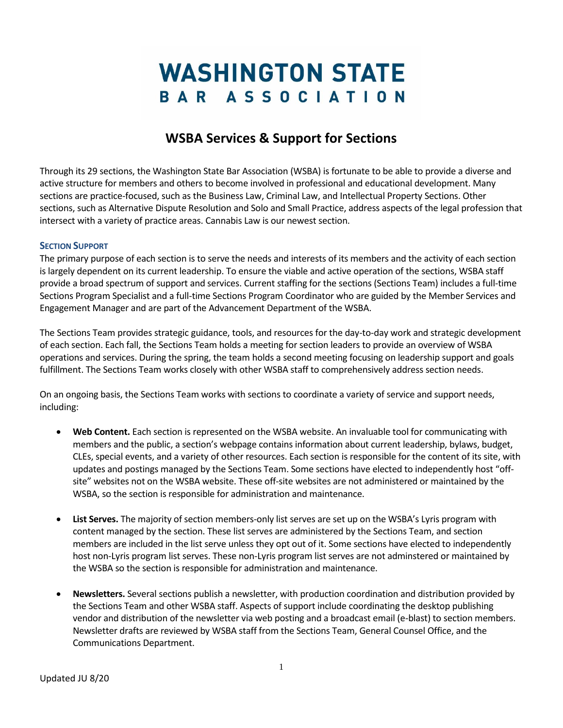# WASHINGTON STATE BAR ASSOCIATION

## WSBA Services & Support for Sections

Through its 29 sections, the Washington State Bar Association (WSBA) is fortunate to be able to provide a diverse and active structure for members and others to become involved in professional and educational development. Many sections are practice-focused, such as the Business Law, Criminal Law, and Intellectual Property Sections. Other sections, such as Alternative Dispute Resolution and Solo and Small Practice, address aspects of the legal profession that intersect with a variety of practice areas. Cannabis Law is our newest section.

### Section Support

The primary purpose of each section is to serve the needs and interests of its members and the activity of each section is largely dependent on its current leadership. To ensure the viable and active operation of the sections, WSBA staff provide a broad spectrum of support and services. Current staffing for the sections (Sections Team) includes a full-time Sections Program Specialist and a full-time Sections Program Coordinator who are guided by the Member Services and Engagement Manager and are part of the Advancement Department of the WSBA.

The Sections Team provides strategic guidance, tools, and resources for the day-to-day work and strategic development of each section. Each fall, the Sections Team holds a meeting for section leaders to provide an overview of WSBA operations and services. During the spring, the team holds a second meeting focusing on leadership support and goals fulfillment. The Sections Team works closely with other WSBA staff to comprehensively address section needs.

On an ongoing basis, the Sections Team works with sections to coordinate a variety of service and support needs, including:

- **Web Content.** Each section is represented on the WSBA website. An invaluable tool for communicating with members and the public, a section's webpage contains information about current leadership, bylaws, budget, CLEs, special events, and a variety of other resources. Each section is responsible for the content of its site, with updates and postings managed by the Sections Team. Some sections have elected to independently host "off-site" websites not on the WSBA website. These off-site websites are not administered or maintained by the WSBA, so the section is responsible for administration and maintenance.

- **List Serves.** The majority of section members-only list serves are set up on the WSBA's Lyris program with content managed by the section. These list serves are administered by the Sections Team, and section members are included in the list serve unless they opt out of it. Some sections have elected to independently host non-Lyris program list serves. These non-Lyris program list serves are not adminstered or maintained by the WSBA so the section is responsible for administration and maintenance.

- **Newsletters.** Several sections publish a newsletter, with production coordination and distribution provided by the Sections Team and other WSBA staff. Aspects of support include coordinating the desktop publishing vendor and distribution of the newsletter via web posting and a broadcast email (e-blast) to section members. Newsletter drafts are reviewed by WSBA staff from the Sections Team, General Counsel Office, and the Communications Department.

Updated JU 8/20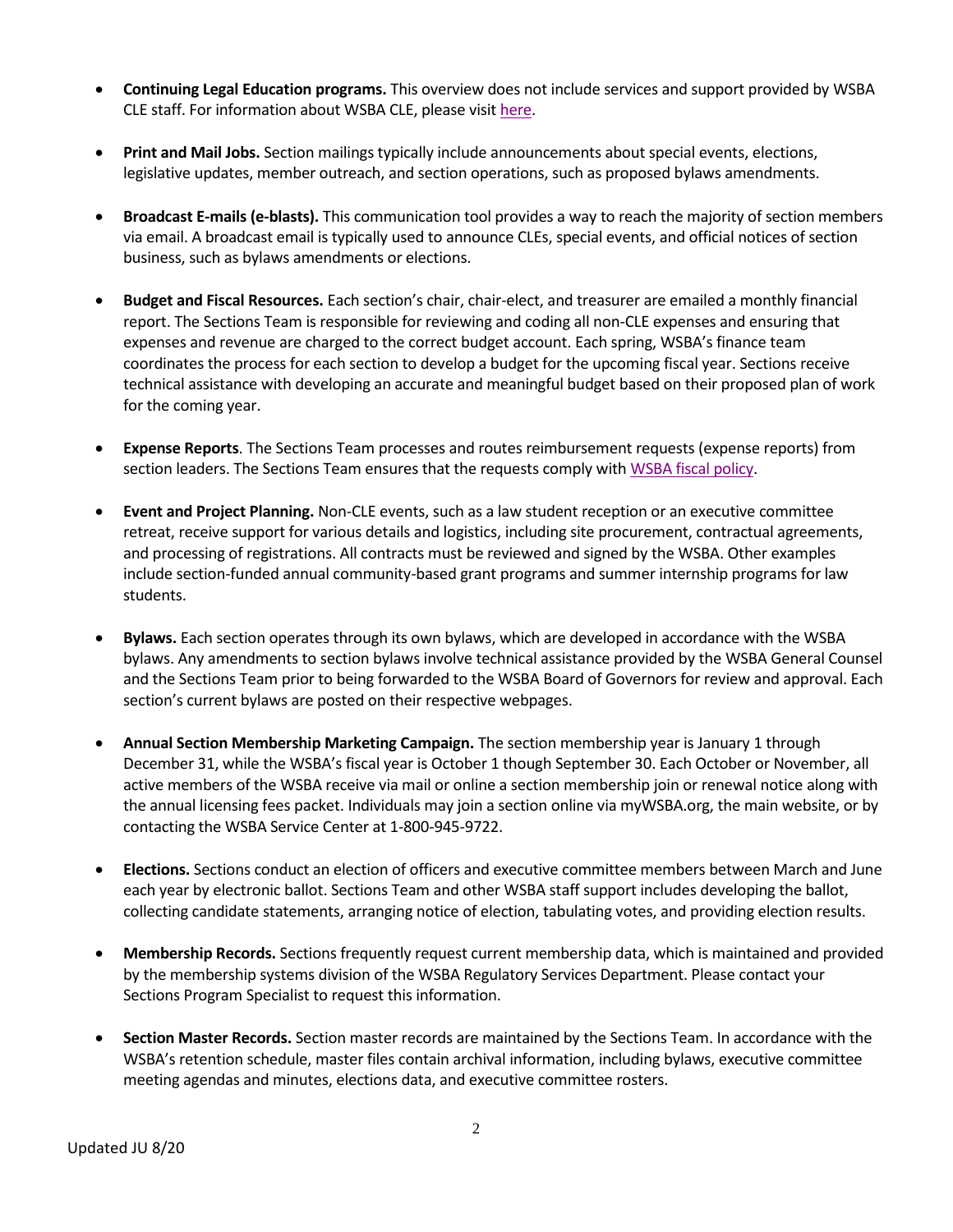- **Continuing Legal Education programs.** This overview does not include services and support provided by WSBA CLE staff. For information about WSBA CLE, please visit here.

- **Print and Mail Jobs.** Section mailings typically include announcements about special events, elections, legislative updates, member outreach, and section operations, such as proposed bylaws amendments.

- **Broadcast E-mails (e-blasts).** This communication tool provides a way to reach the majority of section members via email. A broadcast email is typically used to announce CLEs, special events, and official notices of section business, such as bylaws amendments or elections.

- **Budget and Fiscal Resources.** Each section's chair, chair-elect, and treasurer are emailed a monthly financial report. The Sections Team is responsible for reviewing and coding all non-CLE expenses and ensuring that expenses and revenue are charged to the correct budget account. Each spring, WSBA's finance team coordinates the process for each section to develop a budget for the upcoming fiscal year. Sections receive technical assistance with developing an accurate and meaningful budget based on their proposed plan of work for the coming year.

- **Expense Reports**. The Sections Team processes and routes reimbursement requests (expense reports) from section leaders. The Sections Team ensures that the requests comply with WSBA fiscal policy.

- **Event and Project Planning.** Non-CLE events, such as a law student reception or an executive committee retreat, receive support for various details and logistics, including site procurement, contractual agreements, and processing of registrations. All contracts must be reviewed and signed by the WSBA. Other examples include section-funded annual community-based grant programs and summer internship programs for law students.

- **Bylaws.** Each section operates through its own bylaws, which are developed in accordance with the WSBA bylaws. Any amendments to section bylaws involve technical assistance provided by the WSBA General Counsel and the Sections Team prior to being forwarded to the WSBA Board of Governors for review and approval. Each section's current bylaws are posted on their respective webpages.

- **Annual Section Membership Marketing Campaign.** The section membership year is January 1 through December 31, while the WSBA's fiscal year is October 1 though September 30. Each October or November, all active members of the WSBA receive via mail or online a section membership join or renewal notice along with the annual licensing fees packet. Individuals may join a section online via myWSBA.org, the main website, or by contacting the WSBA Service Center at 1-800-945-9722.

- **Elections.** Sections conduct an election of officers and executive committee members between March and June each year by electronic ballot. Sections Team and other WSBA staff support includes developing the ballot, collecting candidate statements, arranging notice of election, tabulating votes, and providing election results.

- **Membership Records.** Sections frequently request current membership data, which is maintained and provided by the membership systems division of the WSBA Regulatory Services Department. Please contact your Sections Program Specialist to request this information.

- **Section Master Records.** Section master records are maintained by the Sections Team. In accordance with the WSBA's retention schedule, master files contain archival information, including bylaws, executive committee meeting agendas and minutes, elections data, and executive committee rosters.

Updated JU 8/20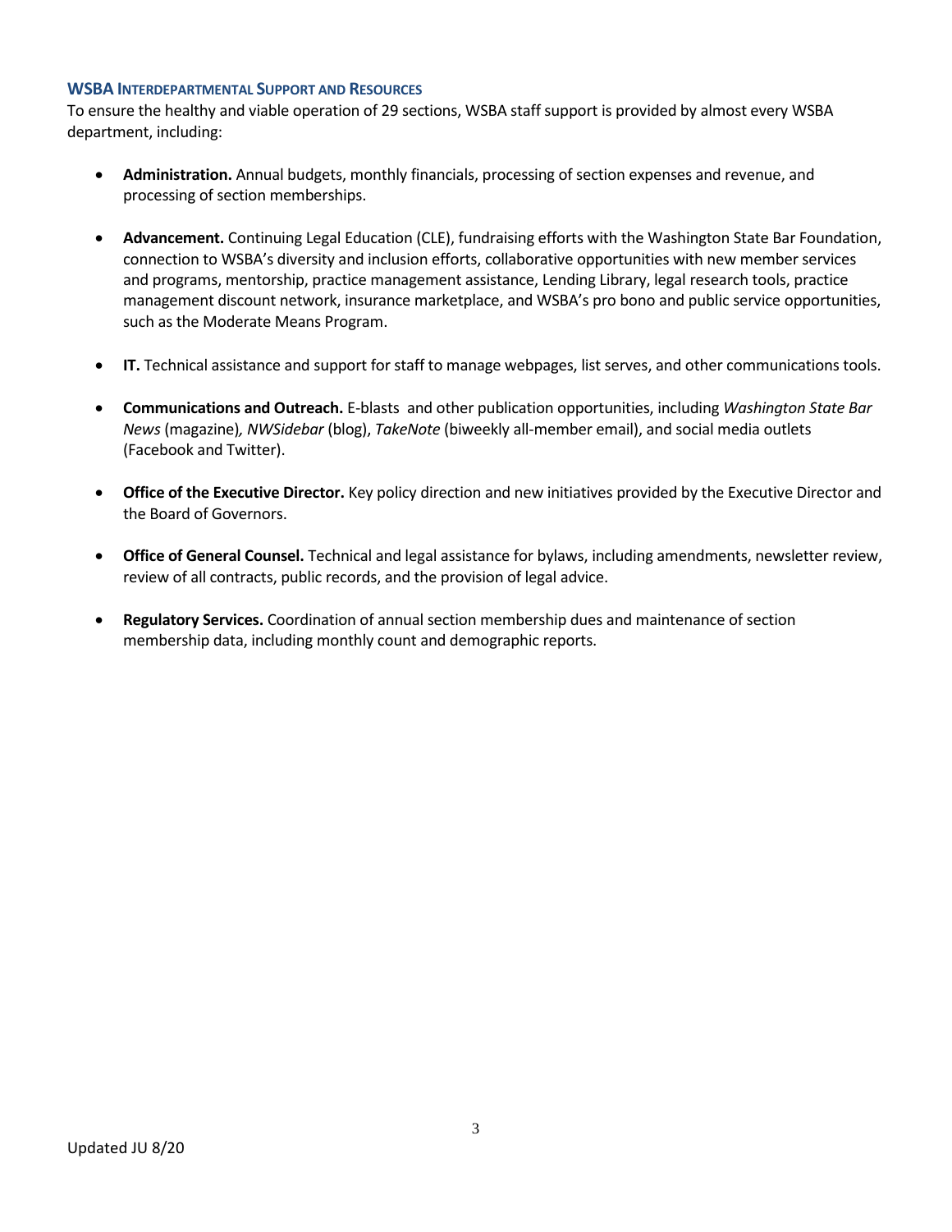### WSBA Interdepartmental Support and Resources

To ensure the healthy and viable operation of 29 sections, WSBA staff support is provided by almost every WSBA department, including:

- **Administration.** Annual budgets, monthly financials, processing of section expenses and revenue, and processing of section memberships.
- **Advancement.** Continuing Legal Education (CLE), fundraising efforts with the Washington State Bar Foundation, connection to WSBA's diversity and inclusion efforts, collaborative opportunities with new member services and programs, mentorship, practice management assistance, Lending Library, legal research tools, practice management discount network, insurance marketplace, and WSBA's pro bono and public service opportunities, such as the Moderate Means Program.
- **IT.** Technical assistance and support for staff to manage webpages, list serves, and other communications tools.
- **Communications and Outreach.** E-blasts and other publication opportunities, including *Washington State Bar News* (magazine), *NWSidebar* (blog), *TakeNote* (biweekly all-member email), and social media outlets (Facebook and Twitter).
- **Office of the Executive Director.** Key policy direction and new initiatives provided by the Executive Director and the Board of Governors.
- **Office of General Counsel.** Technical and legal assistance for bylaws, including amendments, newsletter review, review of all contracts, public records, and the provision of legal advice.
- **Regulatory Services.** Coordination of annual section membership dues and maintenance of section membership data, including monthly count and demographic reports.

Updated JU 8/20